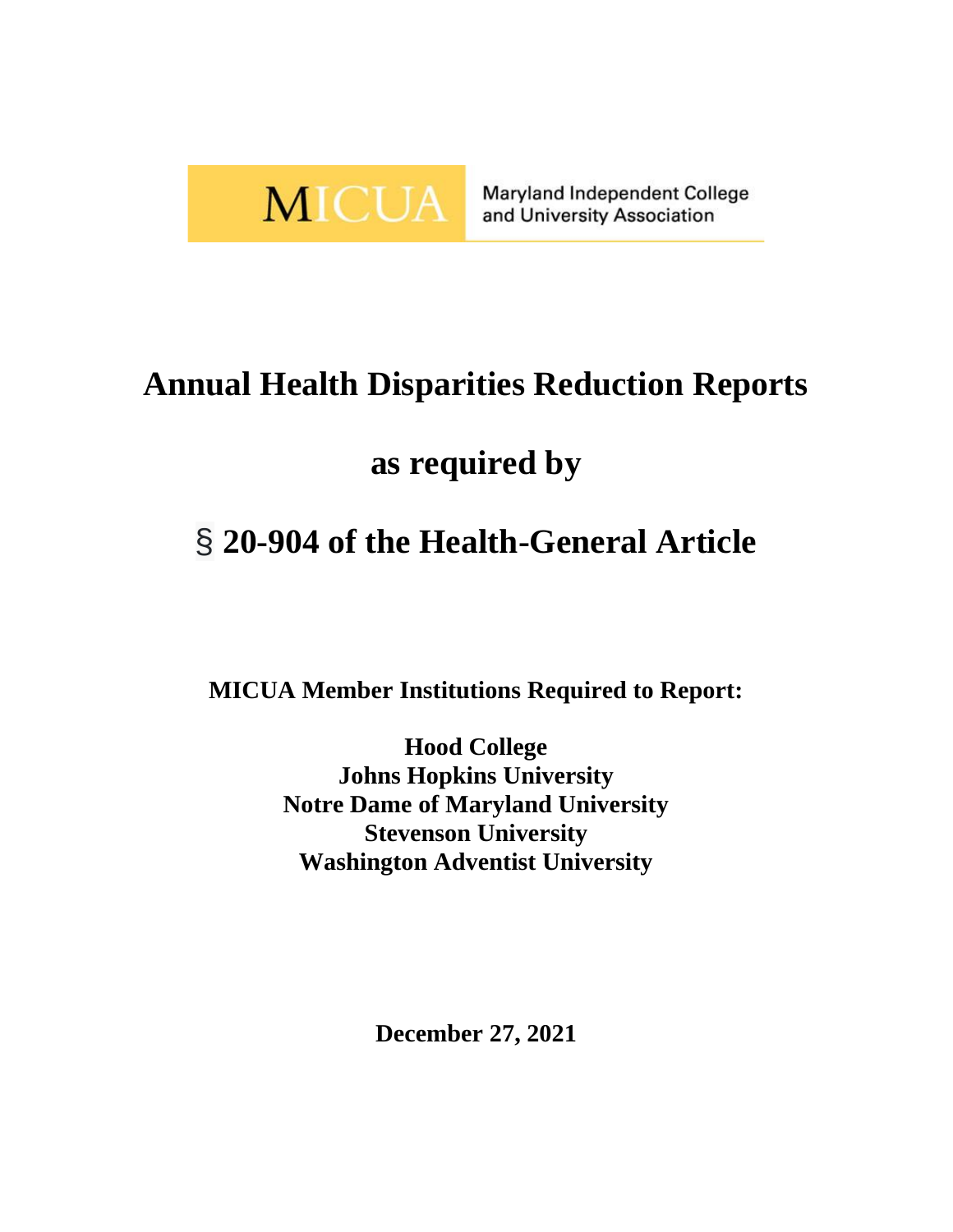MICUA Maryland Independent College and University Association

# Annual Health Disparities Reduction Reports

# as required by

# § 20-904 of the Health-General Article

**MICUA Member Institutions Required to Report:**

**Hood College**
**Johns Hopkins University**
**Notre Dame of Maryland University**
**Stevenson University**
**Washington Adventist University**

**December 27, 2021**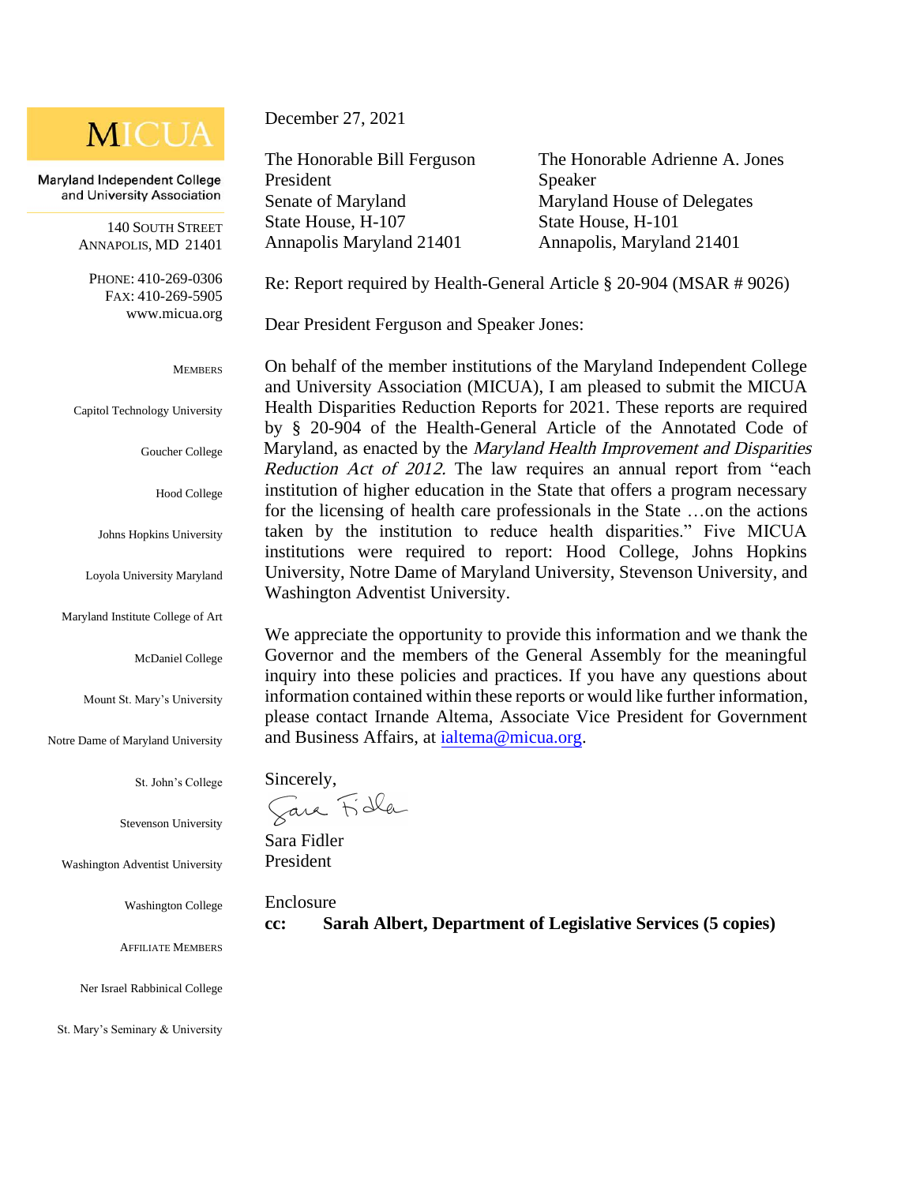# MICUA

Maryland Independent College and University Association

140 South Street
Annapolis, MD 21401

Phone: 410-269-0306
Fax: 410-269-5905
www.micua.org

MEMBERS

Capitol Technology University

Goucher College

Hood College

Johns Hopkins University

Loyola University Maryland

Maryland Institute College of Art

McDaniel College

Mount St. Mary's University

Notre Dame of Maryland University

St. John's College

Stevenson University

Washington Adventist University

Washington College

AFFILIATE MEMBERS

Ner Israel Rabbinical College

St. Mary's Seminary & University

---

December 27, 2021

The Honorable Bill Ferguson
President
Senate of Maryland
State House, H-107
Annapolis Maryland 21401

The Honorable Adrienne A. Jones
Speaker
Maryland House of Delegates
State House, H-101
Annapolis, Maryland 21401

Re: Report required by Health-General Article § 20-904 (MSAR # 9026)

Dear President Ferguson and Speaker Jones:

On behalf of the member institutions of the Maryland Independent College and University Association (MICUA), I am pleased to submit the MICUA Health Disparities Reduction Reports for 2021. These reports are required by § 20-904 of the Health-General Article of the Annotated Code of Maryland, as enacted by the *Maryland Health Improvement and Disparities Reduction Act of 2012.* The law requires an annual report from "each institution of higher education in the State that offers a program necessary for the licensing of health care professionals in the State …on the actions taken by the institution to reduce health disparities." Five MICUA institutions were required to report: Hood College, Johns Hopkins University, Notre Dame of Maryland University, Stevenson University, and Washington Adventist University.

We appreciate the opportunity to provide this information and we thank the Governor and the members of the General Assembly for the meaningful inquiry into these policies and practices. If you have any questions about information contained within these reports or would like further information, please contact Irnande Altema, Associate Vice President for Government and Business Affairs, at ialtema@micua.org.

Sincerely,

Sara Fidler
President

Enclosure

**cc: Sarah Albert, Department of Legislative Services (5 copies)**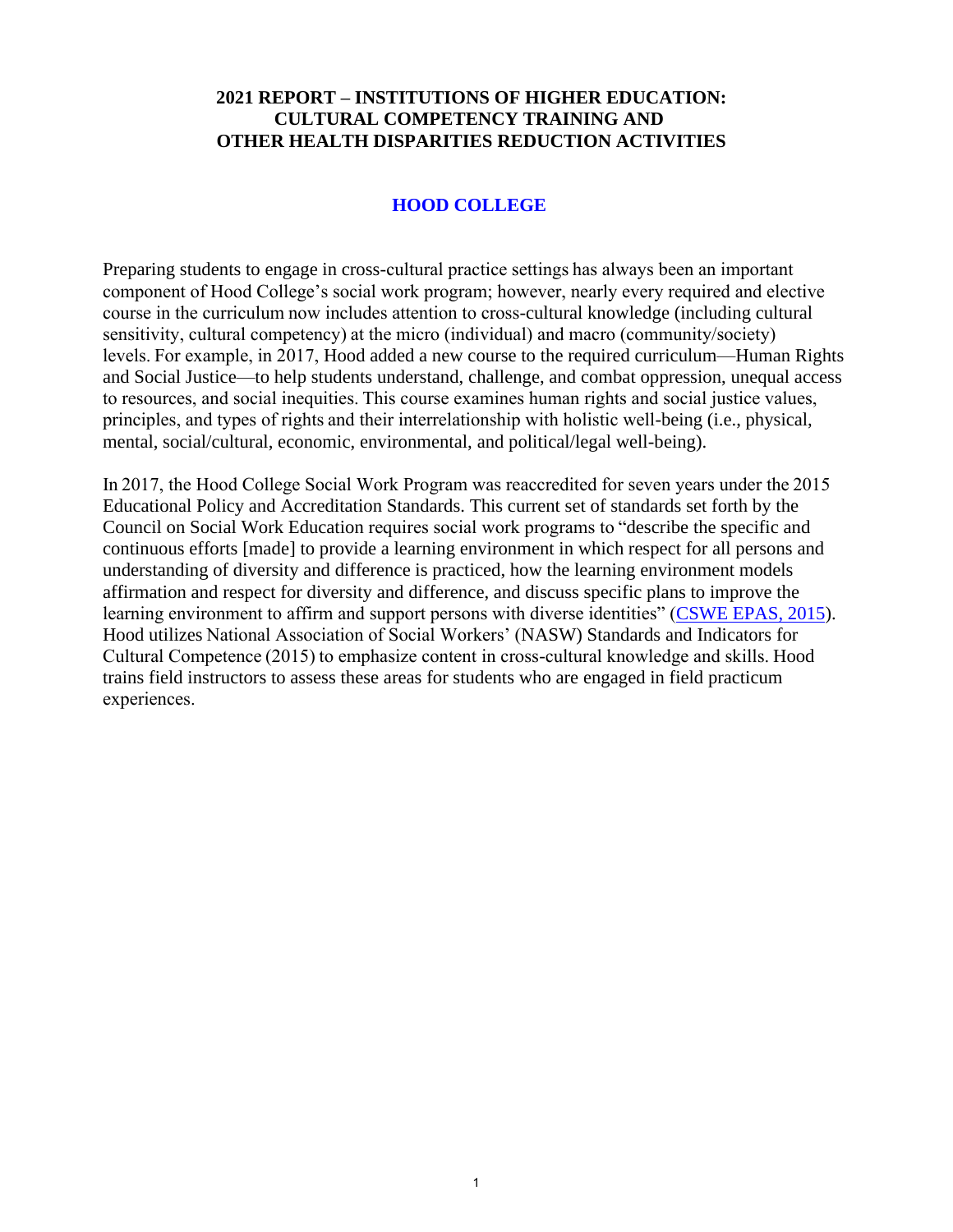# 2021 REPORT – INSTITUTIONS OF HIGHER EDUCATION: CULTURAL COMPETENCY TRAINING AND OTHER HEALTH DISPARITIES REDUCTION ACTIVITIES

## HOOD COLLEGE

Preparing students to engage in cross-cultural practice settings has always been an important component of Hood College's social work program; however, nearly every required and elective course in the curriculum now includes attention to cross-cultural knowledge (including cultural sensitivity, cultural competency) at the micro (individual) and macro (community/society) levels. For example, in 2017, Hood added a new course to the required curriculum—Human Rights and Social Justice—to help students understand, challenge, and combat oppression, unequal access to resources, and social inequities. This course examines human rights and social justice values, principles, and types of rights and their interrelationship with holistic well-being (i.e., physical, mental, social/cultural, economic, environmental, and political/legal well-being).

In 2017, the Hood College Social Work Program was reaccredited for seven years under the 2015 Educational Policy and Accreditation Standards. This current set of standards set forth by the Council on Social Work Education requires social work programs to "describe the specific and continuous efforts [made] to provide a learning environment in which respect for all persons and understanding of diversity and difference is practiced, how the learning environment models affirmation and respect for diversity and difference, and discuss specific plans to improve the learning environment to affirm and support persons with diverse identities" (CSWE EPAS, 2015). Hood utilizes National Association of Social Workers' (NASW) Standards and Indicators for Cultural Competence (2015) to emphasize content in cross-cultural knowledge and skills. Hood trains field instructors to assess these areas for students who are engaged in field practicum experiences.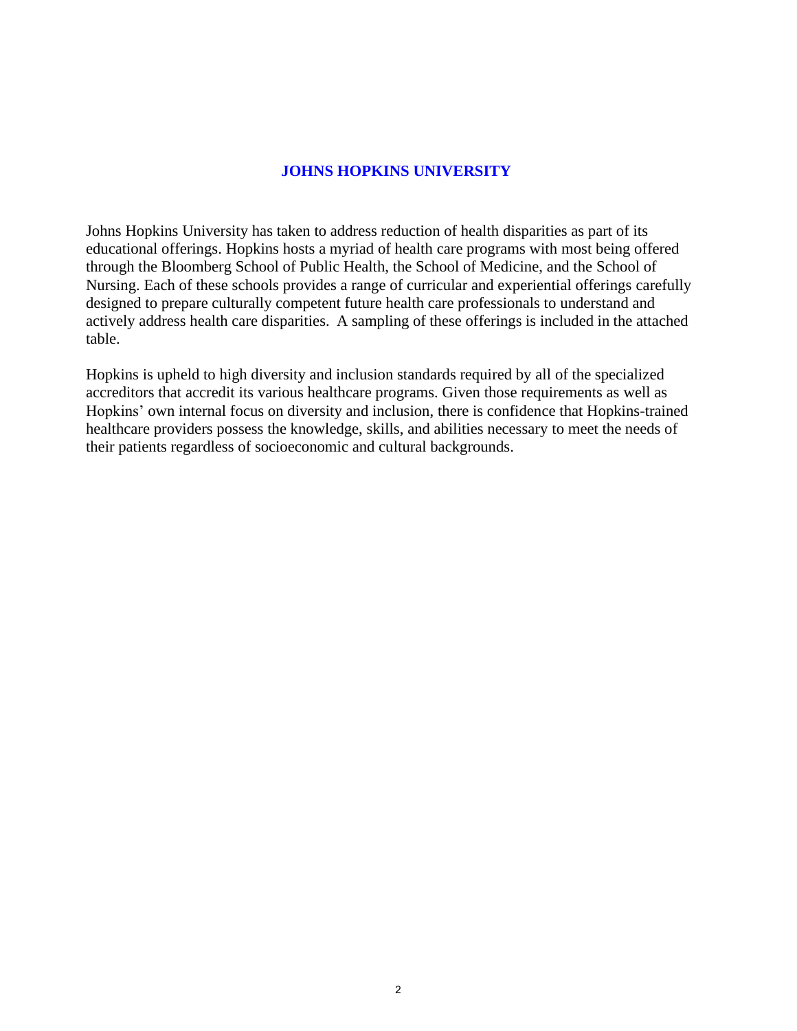# JOHNS HOPKINS UNIVERSITY

Johns Hopkins University has taken to address reduction of health disparities as part of its educational offerings. Hopkins hosts a myriad of health care programs with most being offered through the Bloomberg School of Public Health, the School of Medicine, and the School of Nursing. Each of these schools provides a range of curricular and experiential offerings carefully designed to prepare culturally competent future health care professionals to understand and actively address health care disparities. A sampling of these offerings is included in the attached table.

Hopkins is upheld to high diversity and inclusion standards required by all of the specialized accreditors that accredit its various healthcare programs. Given those requirements as well as Hopkins' own internal focus on diversity and inclusion, there is confidence that Hopkins-trained healthcare providers possess the knowledge, skills, and abilities necessary to meet the needs of their patients regardless of socioeconomic and cultural backgrounds.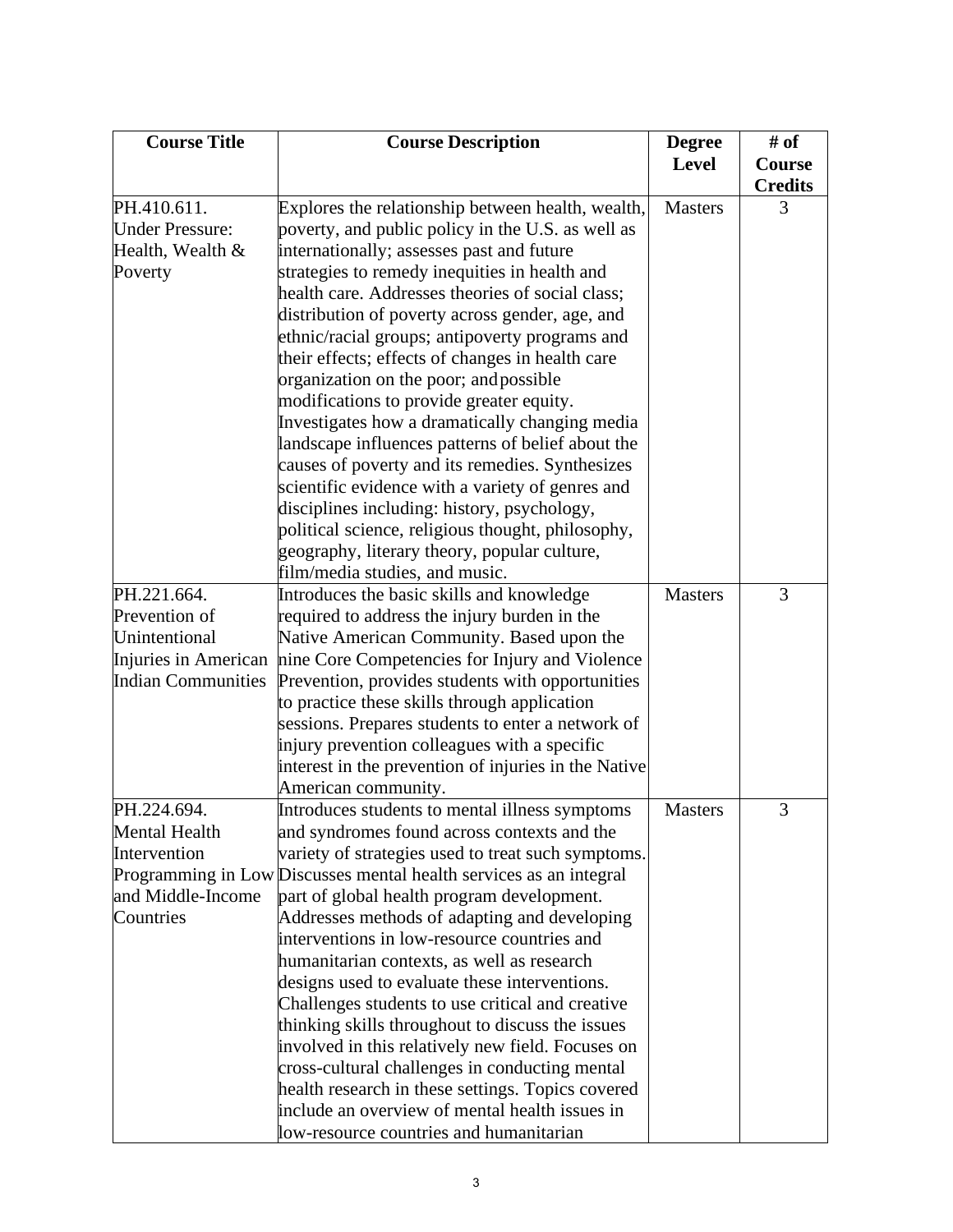| Course Title | Course Description | Degree Level | # of Course Credits |
|---|---|---|---|
| PH.410.611. Under Pressure: Health, Wealth & Poverty | Explores the relationship between health, wealth, poverty, and public policy in the U.S. as well as internationally; assesses past and future strategies to remedy inequities in health and health care. Addresses theories of social class; distribution of poverty across gender, age, and ethnic/racial groups; antipoverty programs and their effects; effects of changes in health care organization on the poor; and possible modifications to provide greater equity. Investigates how a dramatically changing media landscape influences patterns of belief about the causes of poverty and its remedies. Synthesizes scientific evidence with a variety of genres and disciplines including: history, psychology, political science, religious thought, philosophy, geography, literary theory, popular culture, film/media studies, and music. | Masters | 3 |
| PH.221.664. Prevention of Unintentional Injuries in American Indian Communities | Introduces the basic skills and knowledge required to address the injury burden in the Native American Community. Based upon the nine Core Competencies for Injury and Violence Prevention, provides students with opportunities to practice these skills through application sessions. Prepares students to enter a network of injury prevention colleagues with a specific interest in the prevention of injuries in the Native American community. | Masters | 3 |
| PH.224.694. Mental Health Intervention Programming in Low and Middle-Income Countries | Introduces students to mental illness symptoms and syndromes found across contexts and the variety of strategies used to treat such symptoms. Discusses mental health services as an integral part of global health program development. Addresses methods of adapting and developing interventions in low-resource countries and humanitarian contexts, as well as research designs used to evaluate these interventions. Challenges students to use critical and creative thinking skills throughout to discuss the issues involved in this relatively new field. Focuses on cross-cultural challenges in conducting mental health research in these settings. Topics covered include an overview of mental health issues in low-resource countries and humanitarian | Masters | 3 |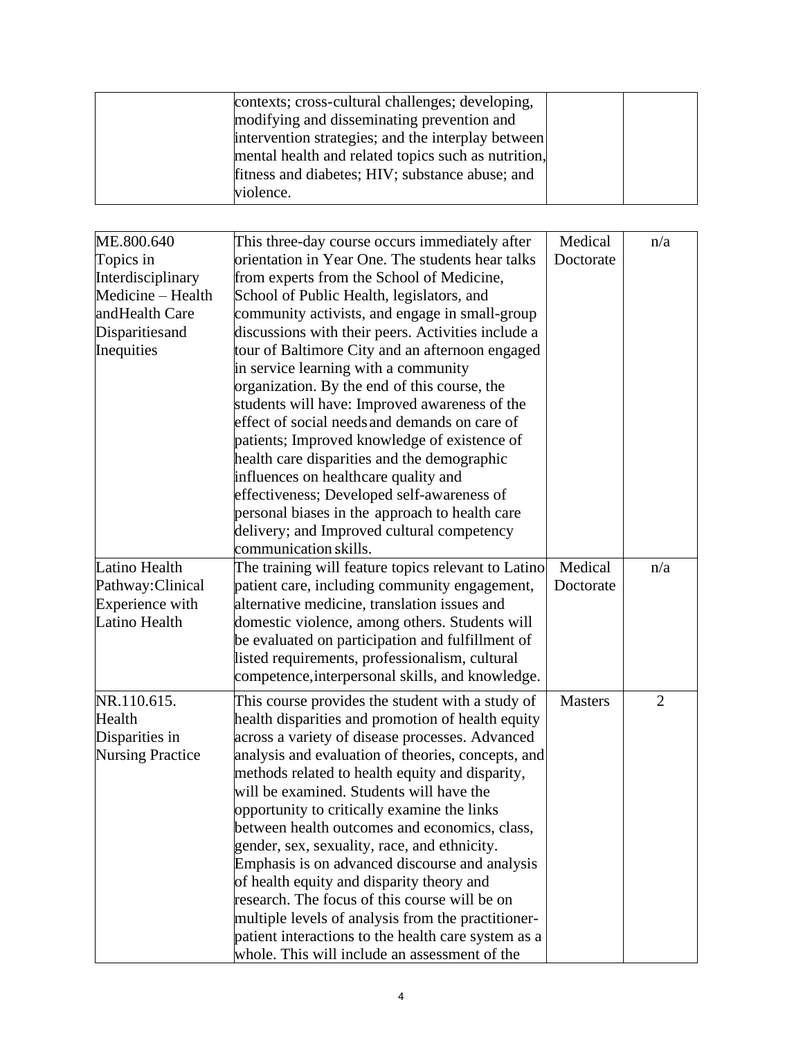| | | | |
|---|---|---|---|
| | contexts; cross-cultural challenges; developing, modifying and disseminating prevention and intervention strategies; and the interplay between mental health and related topics such as nutrition, fitness and diabetes; HIV; substance abuse; and violence. | | |

| | | | |
|---|---|---|---|
| ME.800.640 Topics in Interdisciplinary Medicine – Health andHealth Care Disparitiesand Inequities | This three-day course occurs immediately after orientation in Year One. The students hear talks from experts from the School of Medicine, School of Public Health, legislators, and community activists, and engage in small-group discussions with their peers. Activities include a tour of Baltimore City and an afternoon engaged in service learning with a community organization. By the end of this course, the students will have: Improved awareness of the effect of social needs and demands on care of patients; Improved knowledge of existence of health care disparities and the demographic influences on healthcare quality and effectiveness; Developed self-awareness of personal biases in the approach to health care delivery; and Improved cultural competency communication skills. | Medical Doctorate | n/a |
| Latino Health Pathway:Clinical Experience with Latino Health | The training will feature topics relevant to Latino patient care, including community engagement, alternative medicine, translation issues and domestic violence, among others. Students will be evaluated on participation and fulfillment of listed requirements, professionalism, cultural competence,interpersonal skills, and knowledge. | Medical Doctorate | n/a |
| NR.110.615. Health Disparities in Nursing Practice | This course provides the student with a study of health disparities and promotion of health equity across a variety of disease processes. Advanced analysis and evaluation of theories, concepts, and methods related to health equity and disparity, will be examined. Students will have the opportunity to critically examine the links between health outcomes and economics, class, gender, sex, sexuality, race, and ethnicity. Emphasis is on advanced discourse and analysis of health equity and disparity theory and research. The focus of this course will be on multiple levels of analysis from the practitioner-patient interactions to the health care system as a whole. This will include an assessment of the | Masters | 2 |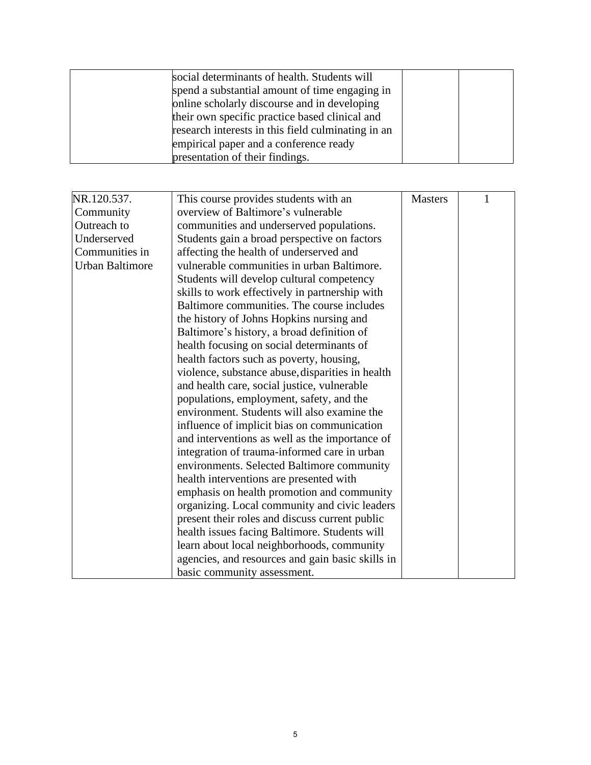| | | | |
|---|---|---|---|
| | social determinants of health. Students will spend a substantial amount of time engaging in online scholarly discourse and in developing their own specific practice based clinical and research interests in this field culminating in an empirical paper and a conference ready presentation of their findings. | | |

| | | | |
|---|---|---|---|
| NR.120.537. Community Outreach to Underserved Communities in Urban Baltimore | This course provides students with an overview of Baltimore's vulnerable communities and underserved populations. Students gain a broad perspective on factors affecting the health of underserved and vulnerable communities in urban Baltimore. Students will develop cultural competency skills to work effectively in partnership with Baltimore communities. The course includes the history of Johns Hopkins nursing and Baltimore's history, a broad definition of health focusing on social determinants of health factors such as poverty, housing, violence, substance abuse, disparities in health and health care, social justice, vulnerable populations, employment, safety, and the environment. Students will also examine the influence of implicit bias on communication and interventions as well as the importance of integration of trauma-informed care in urban environments. Selected Baltimore community health interventions are presented with emphasis on health promotion and community organizing. Local community and civic leaders present their roles and discuss current public health issues facing Baltimore. Students will learn about local neighborhoods, community agencies, and resources and gain basic skills in basic community assessment. | Masters | 1 |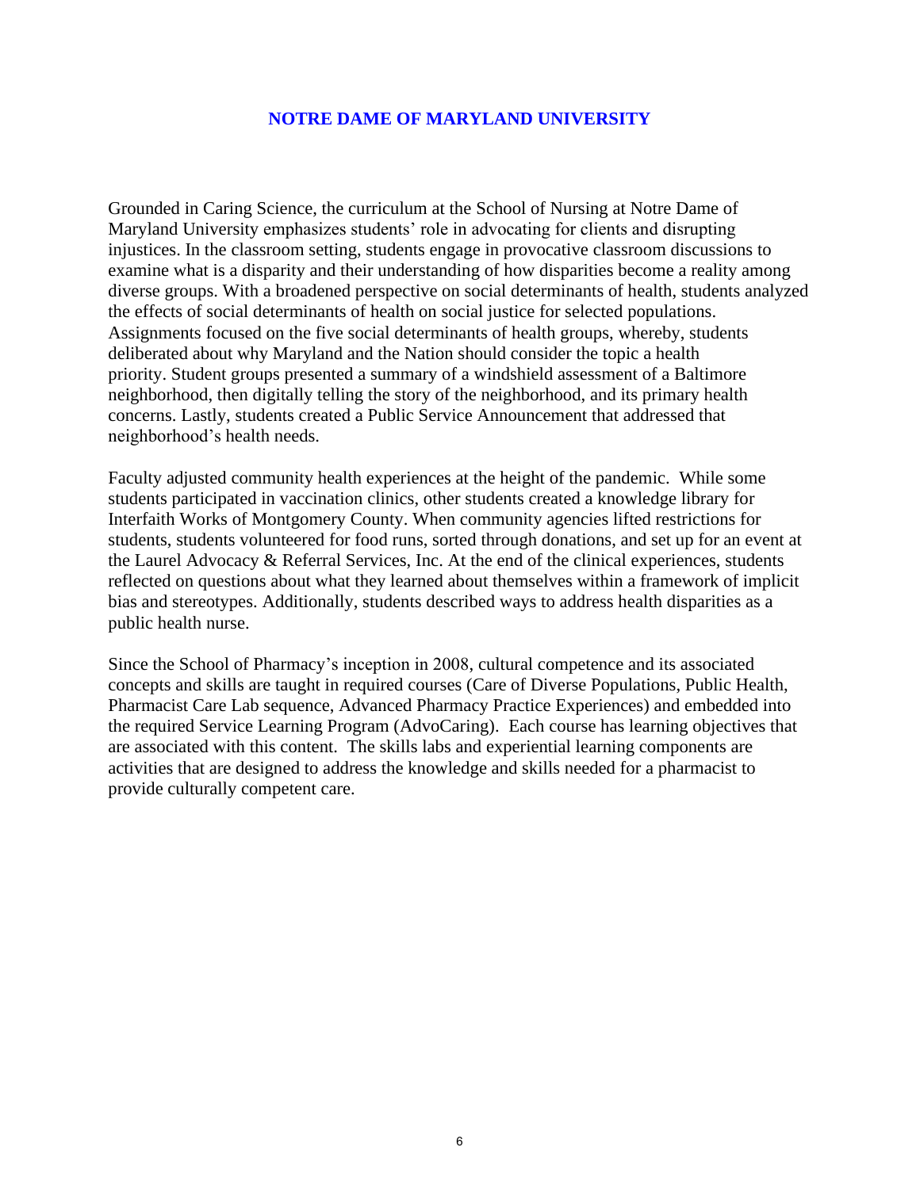## NOTRE DAME OF MARYLAND UNIVERSITY

Grounded in Caring Science, the curriculum at the School of Nursing at Notre Dame of Maryland University emphasizes students' role in advocating for clients and disrupting injustices. In the classroom setting, students engage in provocative classroom discussions to examine what is a disparity and their understanding of how disparities become a reality among diverse groups. With a broadened perspective on social determinants of health, students analyzed the effects of social determinants of health on social justice for selected populations. Assignments focused on the five social determinants of health groups, whereby, students deliberated about why Maryland and the Nation should consider the topic a health priority. Student groups presented a summary of a windshield assessment of a Baltimore neighborhood, then digitally telling the story of the neighborhood, and its primary health concerns. Lastly, students created a Public Service Announcement that addressed that neighborhood's health needs.

Faculty adjusted community health experiences at the height of the pandemic. While some students participated in vaccination clinics, other students created a knowledge library for Interfaith Works of Montgomery County. When community agencies lifted restrictions for students, students volunteered for food runs, sorted through donations, and set up for an event at the Laurel Advocacy & Referral Services, Inc. At the end of the clinical experiences, students reflected on questions about what they learned about themselves within a framework of implicit bias and stereotypes. Additionally, students described ways to address health disparities as a public health nurse.

Since the School of Pharmacy's inception in 2008, cultural competence and its associated concepts and skills are taught in required courses (Care of Diverse Populations, Public Health, Pharmacist Care Lab sequence, Advanced Pharmacy Practice Experiences) and embedded into the required Service Learning Program (AdvoCaring). Each course has learning objectives that are associated with this content. The skills labs and experiential learning components are activities that are designed to address the knowledge and skills needed for a pharmacist to provide culturally competent care.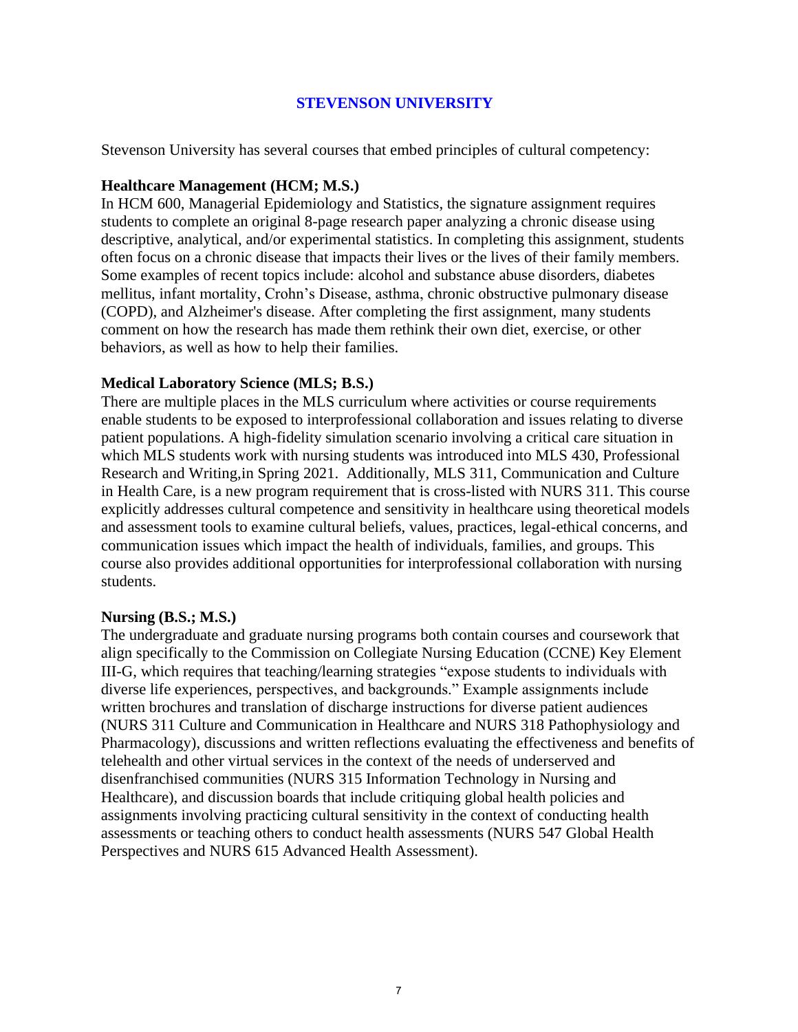## STEVENSON UNIVERSITY

Stevenson University has several courses that embed principles of cultural competency:

### Healthcare Management (HCM; M.S.)

In HCM 600, Managerial Epidemiology and Statistics, the signature assignment requires students to complete an original 8-page research paper analyzing a chronic disease using descriptive, analytical, and/or experimental statistics. In completing this assignment, students often focus on a chronic disease that impacts their lives or the lives of their family members. Some examples of recent topics include: alcohol and substance abuse disorders, diabetes mellitus, infant mortality, Crohn's Disease, asthma, chronic obstructive pulmonary disease (COPD), and Alzheimer's disease. After completing the first assignment, many students comment on how the research has made them rethink their own diet, exercise, or other behaviors, as well as how to help their families.

### Medical Laboratory Science (MLS; B.S.)

There are multiple places in the MLS curriculum where activities or course requirements enable students to be exposed to interprofessional collaboration and issues relating to diverse patient populations. A high-fidelity simulation scenario involving a critical care situation in which MLS students work with nursing students was introduced into MLS 430, Professional Research and Writing,in Spring 2021. Additionally, MLS 311, Communication and Culture in Health Care, is a new program requirement that is cross-listed with NURS 311. This course explicitly addresses cultural competence and sensitivity in healthcare using theoretical models and assessment tools to examine cultural beliefs, values, practices, legal-ethical concerns, and communication issues which impact the health of individuals, families, and groups. This course also provides additional opportunities for interprofessional collaboration with nursing students.

### Nursing (B.S.; M.S.)

The undergraduate and graduate nursing programs both contain courses and coursework that align specifically to the Commission on Collegiate Nursing Education (CCNE) Key Element III-G, which requires that teaching/learning strategies "expose students to individuals with diverse life experiences, perspectives, and backgrounds." Example assignments include written brochures and translation of discharge instructions for diverse patient audiences (NURS 311 Culture and Communication in Healthcare and NURS 318 Pathophysiology and Pharmacology), discussions and written reflections evaluating the effectiveness and benefits of telehealth and other virtual services in the context of the needs of underserved and disenfranchised communities (NURS 315 Information Technology in Nursing and Healthcare), and discussion boards that include critiquing global health policies and assignments involving practicing cultural sensitivity in the context of conducting health assessments or teaching others to conduct health assessments (NURS 547 Global Health Perspectives and NURS 615 Advanced Health Assessment).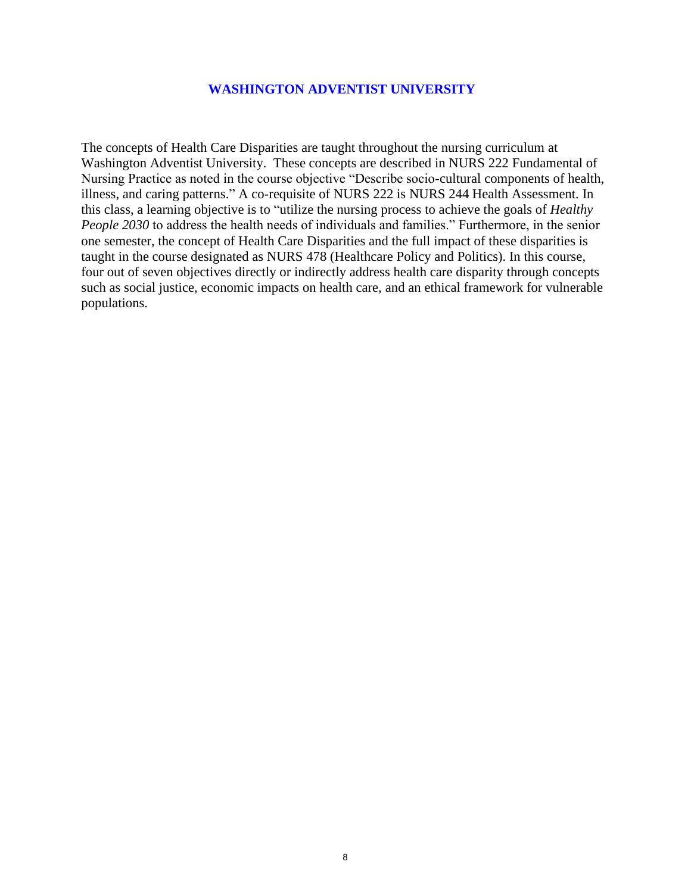## WASHINGTON ADVENTIST UNIVERSITY

The concepts of Health Care Disparities are taught throughout the nursing curriculum at Washington Adventist University. These concepts are described in NURS 222 Fundamental of Nursing Practice as noted in the course objective "Describe socio-cultural components of health, illness, and caring patterns." A co-requisite of NURS 222 is NURS 244 Health Assessment. In this class, a learning objective is to "utilize the nursing process to achieve the goals of *Healthy People 2030* to address the health needs of individuals and families." Furthermore, in the senior one semester, the concept of Health Care Disparities and the full impact of these disparities is taught in the course designated as NURS 478 (Healthcare Policy and Politics). In this course, four out of seven objectives directly or indirectly address health care disparity through concepts such as social justice, economic impacts on health care, and an ethical framework for vulnerable populations.